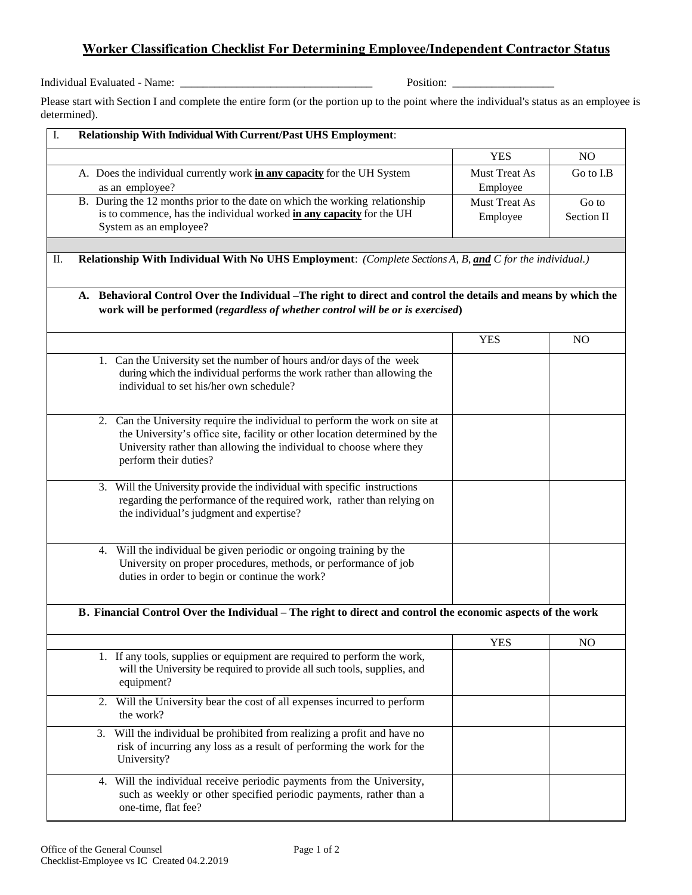# Worker Classification Checklist For Determining Employee/Independent Contractor Status

Individual Evaluated - Name: ________________________________ Position: __________________

Please start with Section I and complete the entire form (or the portion up to the point where the individual's status as an employee is determined).

| I. **Relationship With Individual With Current/Past UHS Employment**: | | |
|---|---|---|
| | YES | NO |
| A. Does the individual currently work **<u>in any capacity</u>** for the UH System as an employee? | Must Treat As Employee | Go to I.B |
| B. During the 12 months prior to the date on which the working relationship is to commence, has the individual worked **<u>in any capacity</u>** for the UH System as an employee? | Must Treat As Employee | Go to Section II |

| II. **Relationship With Individual With No UHS Employment**: *(Complete Sections A, B, **<u>and</u>** C for the individual.)* | | |
|---|---|---|
| **A. Behavioral Control Over the Individual –The right to direct and control the details and means by which the work will be performed (*regardless of whether control will be or is exercised*)** | | |
| | YES | NO |
| 1. Can the University set the number of hours and/or days of the week during which the individual performs the work rather than allowing the individual to set his/her own schedule? | | |
| 2. Can the University require the individual to perform the work on site at the University's office site, facility or other location determined by the University rather than allowing the individual to choose where they perform their duties? | | |
| 3. Will the University provide the individual with specific instructions regarding the performance of the required work, rather than relying on the individual's judgment and expertise? | | |
| 4. Will the individual be given periodic or ongoing training by the University on proper procedures, methods, or performance of job duties in order to begin or continue the work? | | |
| **B. Financial Control Over the Individual – The right to direct and control the economic aspects of the work** | | |
| | YES | NO |
| 1. If any tools, supplies or equipment are required to perform the work, will the University be required to provide all such tools, supplies, and equipment? | | |
| 2. Will the University bear the cost of all expenses incurred to perform the work? | | |
| 3. Will the individual be prohibited from realizing a profit and have no risk of incurring any loss as a result of performing the work for the University? | | |
| 4. Will the individual receive periodic payments from the University, such as weekly or other specified periodic payments, rather than a one-time, flat fee? | | |

Office of the General Counsel
Checklist-Employee vs IC Created 04.2.2019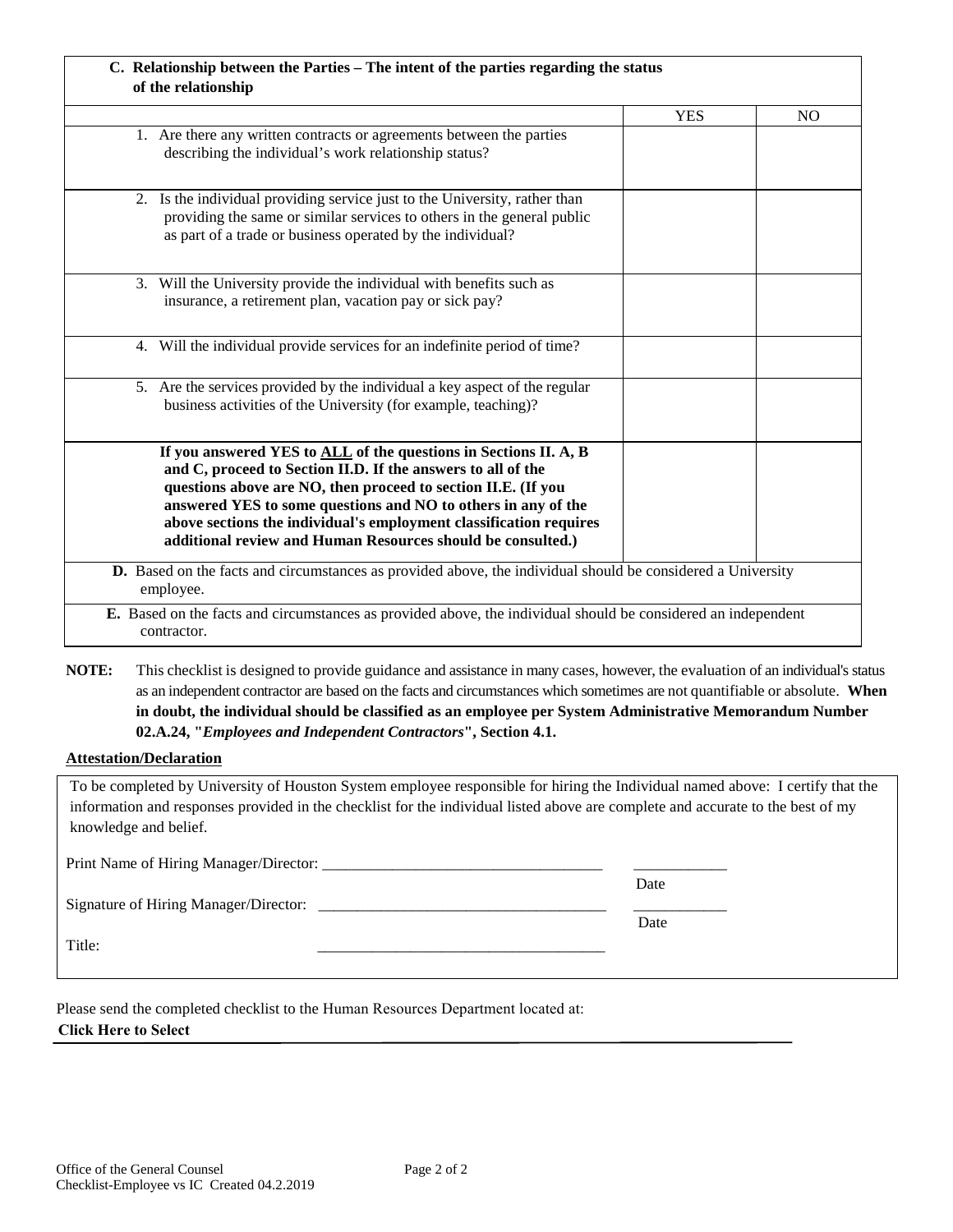| C. Relationship between the Parties – The intent of the parties regarding the status of the relationship | | |
|---|---|---|
| | YES | NO |
| 1. Are there any written contracts or agreements between the parties describing the individual's work relationship status? | | |
| 2. Is the individual providing service just to the University, rather than providing the same or similar services to others in the general public as part of a trade or business operated by the individual? | | |
| 3. Will the University provide the individual with benefits such as insurance, a retirement plan, vacation pay or sick pay? | | |
| 4. Will the individual provide services for an indefinite period of time? | | |
| 5. Are the services provided by the individual a key aspect of the regular business activities of the University (for example, teaching)? | | |
| **If you answered YES to ALL of the questions in Sections II. A, B and C, proceed to Section II.D. If the answers to all of the questions above are NO, then proceed to section II.E. (If you answered YES to some questions and NO to others in any of the above sections the individual's employment classification requires additional review and Human Resources should be consulted.)** | | |
| **D.** Based on the facts and circumstances as provided above, the individual should be considered a University employee. | | |
| **E.** Based on the facts and circumstances as provided above, the individual should be considered an independent contractor. | | |

**NOTE:** This checklist is designed to provide guidance and assistance in many cases, however, the evaluation of an individual's status as an independent contractor are based on the facts and circumstances which sometimes are not quantifiable or absolute. **When in doubt, the individual should be classified as an employee per System Administrative Memorandum Number 02.A.24, "*Employees and Independent Contractors*", Section 4.1.**

**Attestation/Declaration**

To be completed by University of Houston System employee responsible for hiring the Individual named above: I certify that the information and responses provided in the checklist for the individual listed above are complete and accurate to the best of my knowledge and belief.

Print Name of Hiring Manager/Director: ___________________________________ ____________
Date

Signature of Hiring Manager/Director: ___________________________________ ____________
Date

Title: ___________________________________

Please send the completed checklist to the Human Resources Department located at:
**Click Here to Select**

Office of the General Counsel
Checklist-Employee vs IC Created 04.2.2019